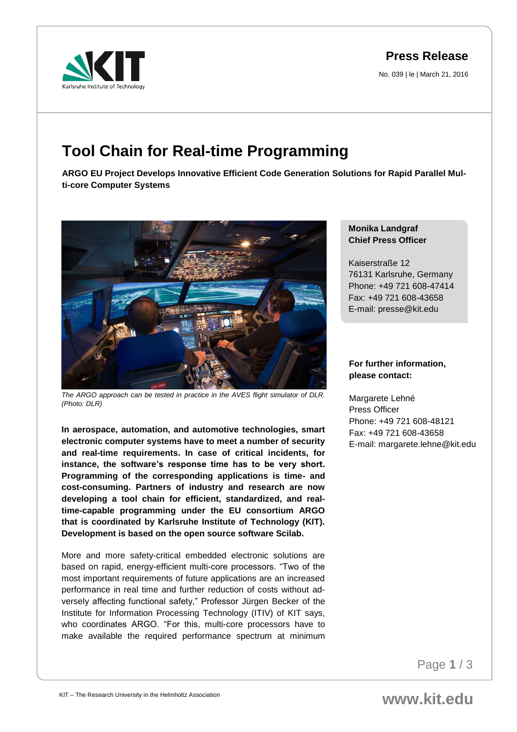**Press Release**

No. 039 | le | March 21, 2016

# Tool Chain for Real-time Programming

**ARGO EU Project Develops Innovative Efficient Code Generation Solutions for Rapid Parallel Multi-core Computer Systems**

*The ARGO approach can be tested in practice in the AVES flight simulator of DLR. (Photo: DLR)*

**In aerospace, automation, and automotive technologies, smart electronic computer systems have to meet a number of security and real-time requirements. In case of critical incidents, for instance, the software's response time has to be very short. Programming of the corresponding applications is time- and cost-consuming. Partners of industry and research are now developing a tool chain for efficient, standardized, and real-time-capable programming under the EU consortium ARGO that is coordinated by Karlsruhe Institute of Technology (KIT). Development is based on the open source software Scilab.**

More and more safety-critical embedded electronic solutions are based on rapid, energy-efficient multi-core processors. "Two of the most important requirements of future applications are an increased performance in real time and further reduction of costs without adversely affecting functional safety," Professor Jürgen Becker of the Institute for Information Processing Technology (ITIV) of KIT says, who coordinates ARGO. "For this, multi-core processors have to make available the required performance spectrum at minimum

**Monika Landgraf**
**Chief Press Officer**

Kaiserstraße 12
76131 Karlsruhe, Germany
Phone: +49 721 608-47414
Fax: +49 721 608-43658
E-mail: presse@kit.edu

**For further information, please contact:**

Margarete Lehné
Press Officer
Phone: +49 721 608-48121
Fax: +49 721 608-43658
E-mail: margarete.lehne@kit.edu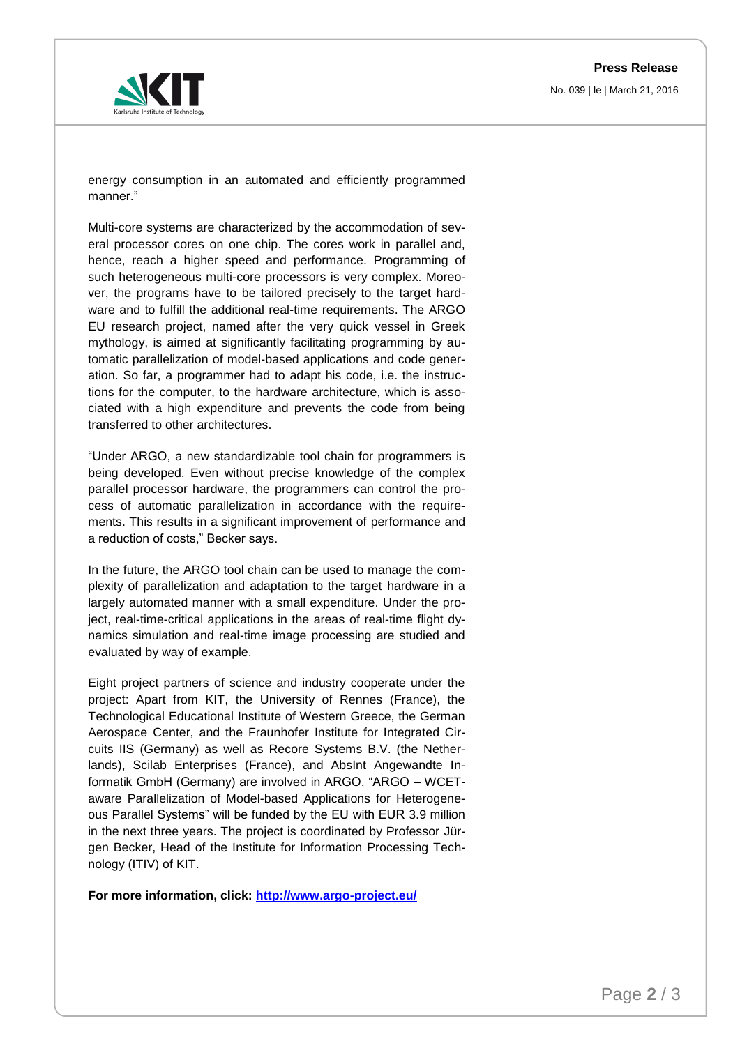energy consumption in an automated and efficiently programmed manner."

Multi-core systems are characterized by the accommodation of several processor cores on one chip. The cores work in parallel and, hence, reach a higher speed and performance. Programming of such heterogeneous multi-core processors is very complex. Moreover, the programs have to be tailored precisely to the target hardware and to fulfill the additional real-time requirements. The ARGO EU research project, named after the very quick vessel in Greek mythology, is aimed at significantly facilitating programming by automatic parallelization of model-based applications and code generation. So far, a programmer had to adapt his code, i.e. the instructions for the computer, to the hardware architecture, which is associated with a high expenditure and prevents the code from being transferred to other architectures.

"Under ARGO, a new standardizable tool chain for programmers is being developed. Even without precise knowledge of the complex parallel processor hardware, the programmers can control the process of automatic parallelization in accordance with the requirements. This results in a significant improvement of performance and a reduction of costs," Becker says.

In the future, the ARGO tool chain can be used to manage the complexity of parallelization and adaptation to the target hardware in a largely automated manner with a small expenditure. Under the project, real-time-critical applications in the areas of real-time flight dynamics simulation and real-time image processing are studied and evaluated by way of example.

Eight project partners of science and industry cooperate under the project: Apart from KIT, the University of Rennes (France), the Technological Educational Institute of Western Greece, the German Aerospace Center, and the Fraunhofer Institute for Integrated Circuits IIS (Germany) as well as Recore Systems B.V. (the Netherlands), Scilab Enterprises (France), and AbsInt Angewandte Informatik GmbH (Germany) are involved in ARGO. "ARGO – WCET-aware Parallelization of Model-based Applications for Heterogeneous Parallel Systems" will be funded by the EU with EUR 3.9 million in the next three years. The project is coordinated by Professor Jürgen Becker, Head of the Institute for Information Processing Technology (ITIV) of KIT.

**For more information, click: [http://www.argo-project.eu/](http://www.argo-project.eu/)**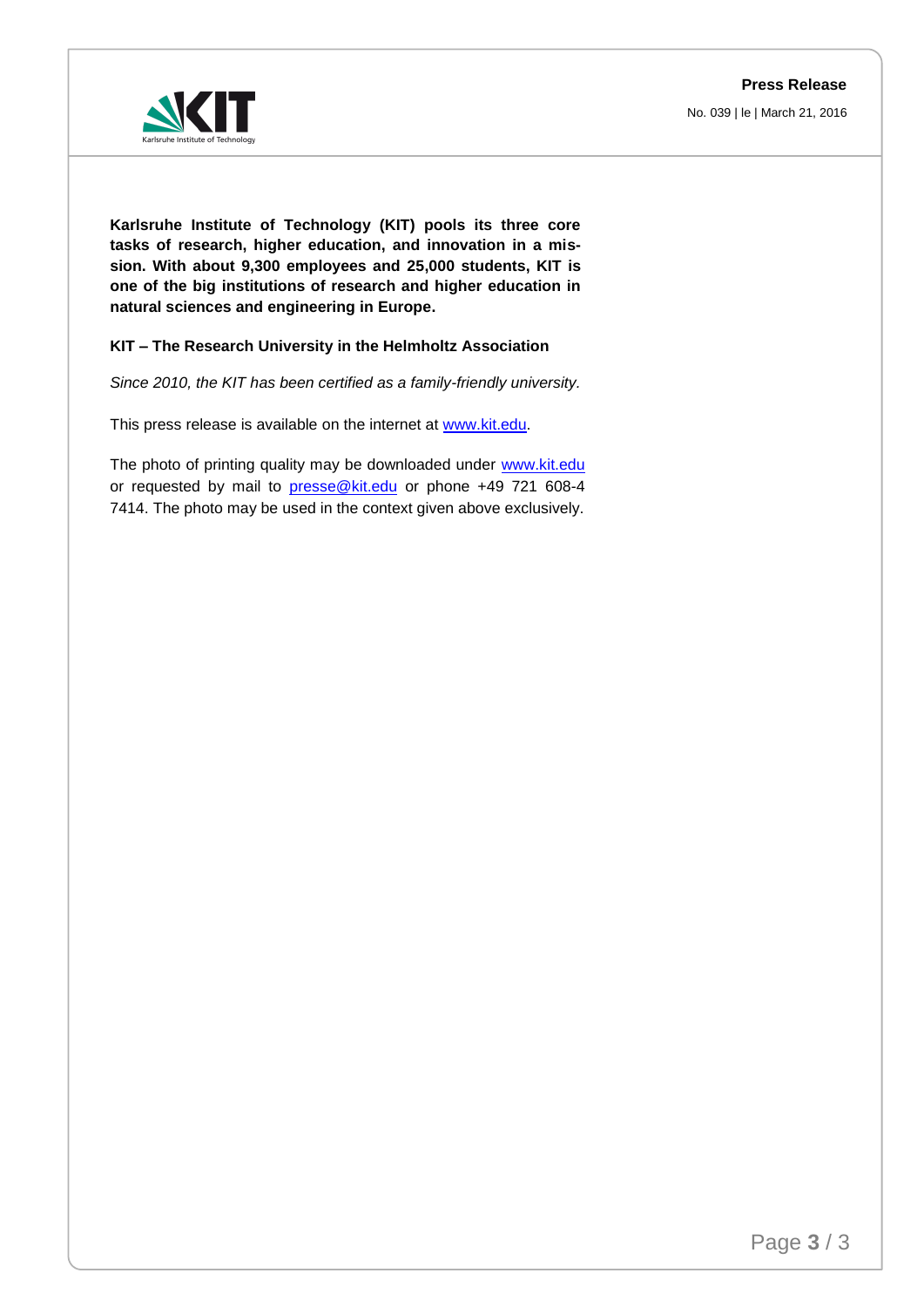**Karlsruhe Institute of Technology (KIT) pools its three core tasks of research, higher education, and innovation in a mission. With about 9,300 employees and 25,000 students, KIT is one of the big institutions of research and higher education in natural sciences and engineering in Europe.**

**KIT – The Research University in the Helmholtz Association**

*Since 2010, the KIT has been certified as a family-friendly university.*

This press release is available on the internet at www.kit.edu.

The photo of printing quality may be downloaded under www.kit.edu or requested by mail to presse@kit.edu or phone +49 721 608-4 7414. The photo may be used in the context given above exclusively.